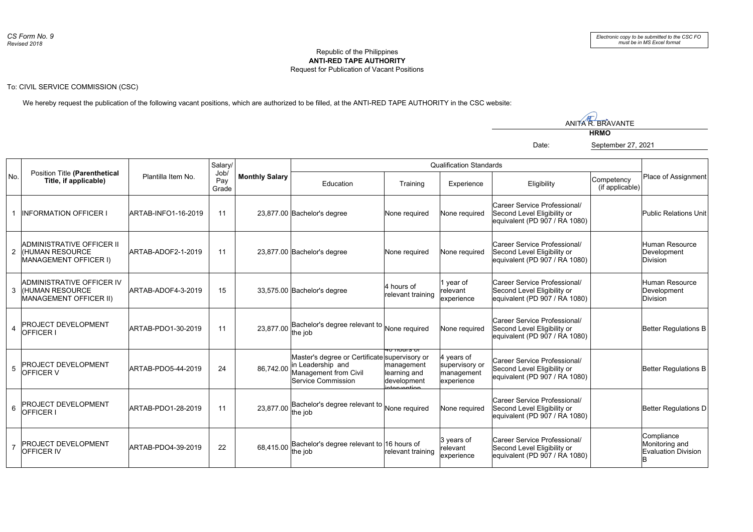*CS Form No. 9*
*Revised 2018*

*Electronic copy to be submitted to the CSC FO must be in MS Excel format*

Republic of the Philippines
**ANTI-RED TAPE AUTHORITY**
Request for Publication of Vacant Positions

To: CIVIL SERVICE COMMISSION (CSC)

We hereby request the publication of the following vacant positions, which are authorized to be filled, at the ANTI-RED TAPE AUTHORITY in the CSC website:

ANITA R. BRAVANTE
**HRMO**

Date: September 27, 2021

| No. | Position Title **(Parenthetical Title, if applicable)** | Plantilla Item No. | Salary/ Job/ Pay Grade | **Monthly Salary** | Qualification Standards | | | | | Place of Assignment |
|---|---|---|---|---|---|---|---|---|---|---|
| | | | | | Education | Training | Experience | Eligibility | Competency (if applicable) | |
| 1 | INFORMATION OFFICER I | ARTAB-INFO1-16-2019 | 11 | 23,877.00 | Bachelor's degree | None required | None required | Career Service Professional/ Second Level Eligibility or equivalent (PD 907 / RA 1080) | | Public Relations Unit |
| 2 | ADMINISTRATIVE OFFICER II (HUMAN RESOURCE MANAGEMENT OFFICER I) | ARTAB-ADOF2-1-2019 | 11 | 23,877.00 | Bachelor's degree | None required | None required | Career Service Professional/ Second Level Eligibility or equivalent (PD 907 / RA 1080) | | Human Resource Development Division |
| 3 | ADMINISTRATIVE OFFICER IV (HUMAN RESOURCE MANAGEMENT OFFICER II) | ARTAB-ADOF4-3-2019 | 15 | 33,575.00 | Bachelor's degree | 4 hours of relevant training | 1 year of relevant experience | Career Service Professional/ Second Level Eligibility or equivalent (PD 907 / RA 1080) | | Human Resource Development Division |
| 4 | PROJECT DEVELOPMENT OFFICER I | ARTAB-PDO1-30-2019 | 11 | 23,877.00 | Bachelor's degree relevant to the job | None required | None required | Career Service Professional/ Second Level Eligibility or equivalent (PD 907 / RA 1080) | | Better Regulations B |
| 5 | PROJECT DEVELOPMENT OFFICER V | ARTAB-PDO5-44-2019 | 24 | 86,742.00 | Master's degree or Certificate in Leadership and Management from Civil Service Commission | 40 hours of supervisory or management learning and development intervention | 4 years of supervisory or management experience | Career Service Professional/ Second Level Eligibility or equivalent (PD 907 / RA 1080) | | Better Regulations B |
| 6 | PROJECT DEVELOPMENT OFFICER I | ARTAB-PDO1-28-2019 | 11 | 23,877.00 | Bachelor's degree relevant to the job | None required | None required | Career Service Professional/ Second Level Eligibility or equivalent (PD 907 / RA 1080) | | Better Regulations D |
| 7 | PROJECT DEVELOPMENT OFFICER IV | ARTAB-PDO4-39-2019 | 22 | 68,415.00 | Bachelor's degree relevant to the job | 16 hours of relevant training | 3 years of relevant experience | Career Service Professional/ Second Level Eligibility or equivalent (PD 907 / RA 1080) | | Compliance Monitoring and Evaluation Division B |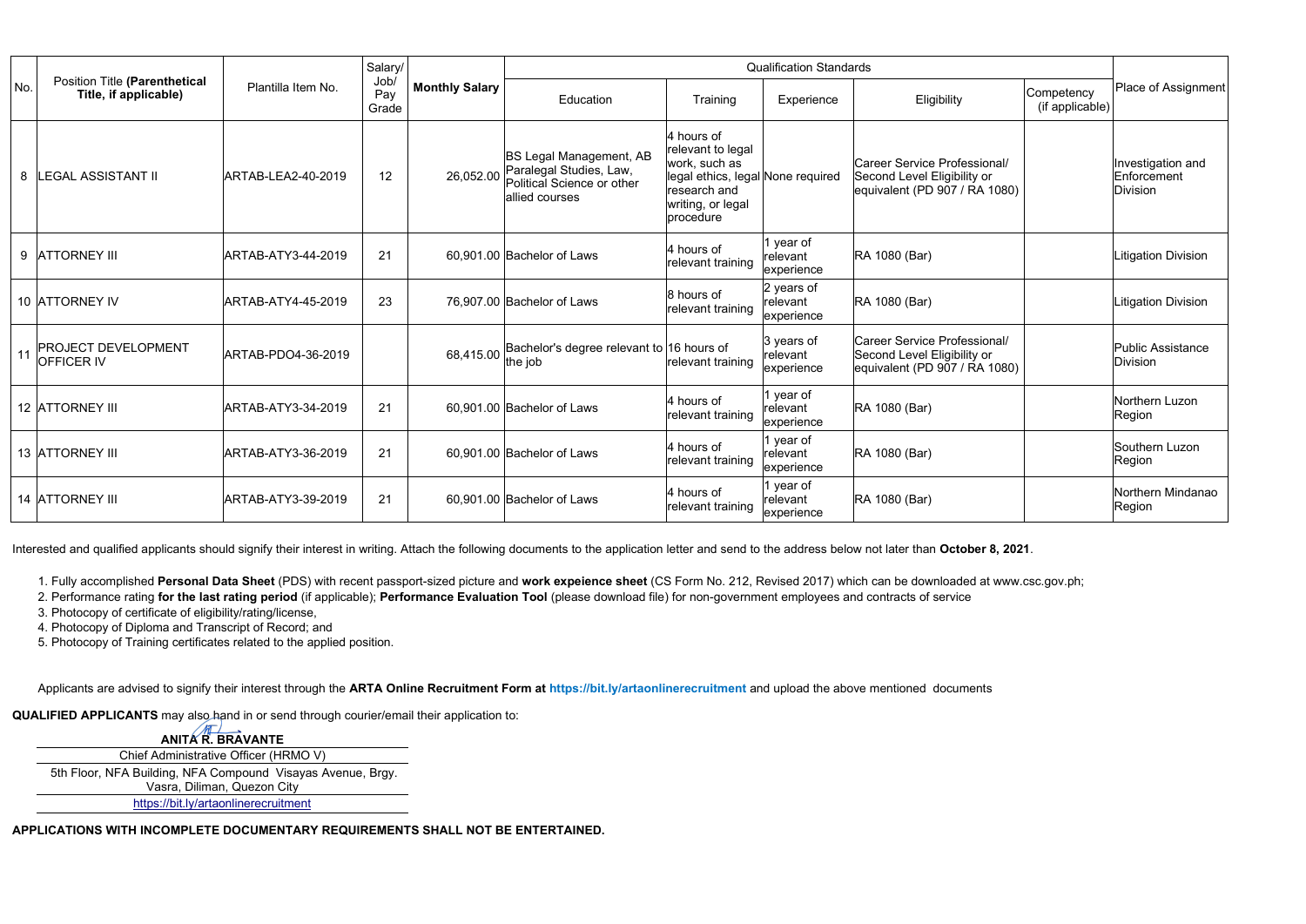| No. | Position Title **(Parenthetical Title, if applicable)** | Plantilla Item No. | Salary/ Job/ Pay Grade | **Monthly Salary** | Qualification Standards | | | | | Place of Assignment |
|---|---|---|---|---|---|---|---|---|---|---|
| | | | | | Education | Training | Experience | Eligibility | Competency (if applicable) | |
| 8 | LEGAL ASSISTANT II | ARTAB-LEA2-40-2019 | 12 | 26,052.00 | BS Legal Management, AB Paralegal Studies, Law, Political Science or other allied courses | 4 hours of relevant to legal work, such as legal ethics, legal research and writing, or legal procedure | None required | Career Service Professional/ Second Level Eligibility or equivalent (PD 907 / RA 1080) | | Investigation and Enforcement Division |
| 9 | ATTORNEY III | ARTAB-ATY3-44-2019 | 21 | 60,901.00 | Bachelor of Laws | 4 hours of relevant training | 1 year of relevant experience | RA 1080 (Bar) | | Litigation Division |
| 10 | ATTORNEY IV | ARTAB-ATY4-45-2019 | 23 | 76,907.00 | Bachelor of Laws | 8 hours of relevant training | 2 years of relevant experience | RA 1080 (Bar) | | Litigation Division |
| 11 | PROJECT DEVELOPMENT OFFICER IV | ARTAB-PDO4-36-2019 | | 68,415.00 | Bachelor's degree relevant to the job | 16 hours of relevant training | 3 years of relevant experience | Career Service Professional/ Second Level Eligibility or equivalent (PD 907 / RA 1080) | | Public Assistance Division |
| 12 | ATTORNEY III | ARTAB-ATY3-34-2019 | 21 | 60,901.00 | Bachelor of Laws | 4 hours of relevant training | 1 year of relevant experience | RA 1080 (Bar) | | Northern Luzon Region |
| 13 | ATTORNEY III | ARTAB-ATY3-36-2019 | 21 | 60,901.00 | Bachelor of Laws | 4 hours of relevant training | 1 year of relevant experience | RA 1080 (Bar) | | Southern Luzon Region |
| 14 | ATTORNEY III | ARTAB-ATY3-39-2019 | 21 | 60,901.00 | Bachelor of Laws | 4 hours of relevant training | 1 year of relevant experience | RA 1080 (Bar) | | Northern Mindanao Region |

Interested and qualified applicants should signify their interest in writing. Attach the following documents to the application letter and send to the address below not later than **October 8, 2021**.

1. Fully accomplished **Personal Data Sheet** (PDS) with recent passport-sized picture and **work expeience sheet** (CS Form No. 212, Revised 2017) which can be downloaded at www.csc.gov.ph;
2. Performance rating **for the last rating period** (if applicable); **Performance Evaluation Tool** (please download file) for non-government employees and contracts of service
3. Photocopy of certificate of eligibility/rating/license,
4. Photocopy of Diploma and Transcript of Record; and
5. Photocopy of Training certificates related to the applied position.

Applicants are advised to signify their interest through the **ARTA Online Recruitment Form at https://bit.ly/artaonlinerecruitment** and upload the above mentioned documents

**QUALIFIED APPLICANTS** may also hand in or send through courier/email their application to:

**ANITA R. BRAVANTE**
Chief Administrative Officer (HRMO V)
5th Floor, NFA Building, NFA Compound Visayas Avenue, Brgy. Vasra, Diliman, Quezon City
https://bit.ly/artaonlinerecruitment

**APPLICATIONS WITH INCOMPLETE DOCUMENTARY REQUIREMENTS SHALL NOT BE ENTERTAINED.**